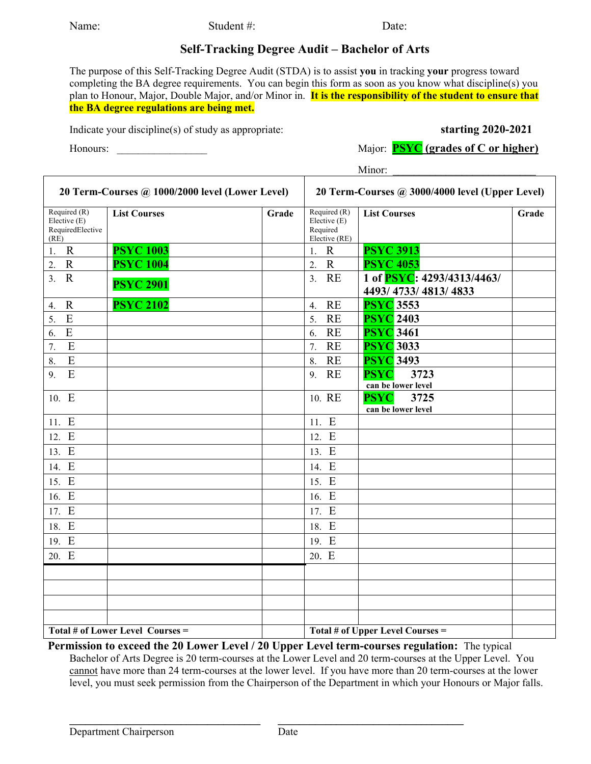Name: Student #: Date:

# Self-Tracking Degree Audit – Bachelor of Arts

The purpose of this Self-Tracking Degree Audit (STDA) is to assist **you** in tracking **your** progress toward completing the BA degree requirements. You can begin this form as soon as you know what discipline(s) you plan to Honour, Major, Double Major, and/or Minor in. **It is the responsibility of the student to ensure that the BA degree regulations are being met.**

Indicate your discipline(s) of study as appropriate: **starting 2020-2021**

Honours: _________________ Major: **PSYC (grades of C or higher)**

Minor: ____________________________

| **20 Term-Courses @ 1000/2000 level (Lower Level)** | | | **20 Term-Courses @ 3000/4000 level (Upper Level)** | | |
|---|---|---|---|---|---|
| Required (R) Elective (E) RequiredElective (RE) | **List Courses** | **Grade** | Required (R) Elective (E) Required Elective (RE) | **List Courses** | **Grade** |
| 1. R | **PSYC 1003** | | 1. R | **PSYC 3913** | |
| 2. R | **PSYC 1004** | | 2. R | **PSYC 4053** | |
| 3. R | **PSYC 2901** | | 3. RE | **1 of PSYC: 4293/4313/4463/ 4493/ 4733/ 4813/ 4833** | |
| 4. R | **PSYC 2102** | | 4. RE | **PSYC 3553** | |
| 5. E | | | 5. RE | **PSYC 2403** | |
| 6. E | | | 6. RE | **PSYC 3461** | |
| 7. E | | | 7. RE | **PSYC 3033** | |
| 8. E | | | 8. RE | **PSYC 3493** | |
| 9. E | | | 9. RE | **PSYC 3723** can be lower level | |
| 10. E | | | 10. RE | **PSYC 3725** can be lower level | |
| 11. E | | | 11. E | | |
| 12. E | | | 12. E | | |
| 13. E | | | 13. E | | |
| 14. E | | | 14. E | | |
| 15. E | | | 15. E | | |
| 16. E | | | 16. E | | |
| 17. E | | | 17. E | | |
| 18. E | | | 18. E | | |
| 19. E | | | 19. E | | |
| 20. E | | | 20. E | | |
| | | | | | |
| | | | | | |
| | | | | | |
| | | | | | |
| **Total # of Lower Level Courses =** | | | **Total # of Upper Level Courses =** | | |

**Permission to exceed the 20 Lower Level / 20 Upper Level term-courses regulation:** The typical Bachelor of Arts Degree is 20 term-courses at the Lower Level and 20 term-courses at the Upper Level. You cannot have more than 24 term-courses at the lower level. If you have more than 20 term-courses at the lower level, you must seek permission from the Chairperson of the Department in which your Honours or Major falls.

_________________________________ _________________________________

Department Chairperson Date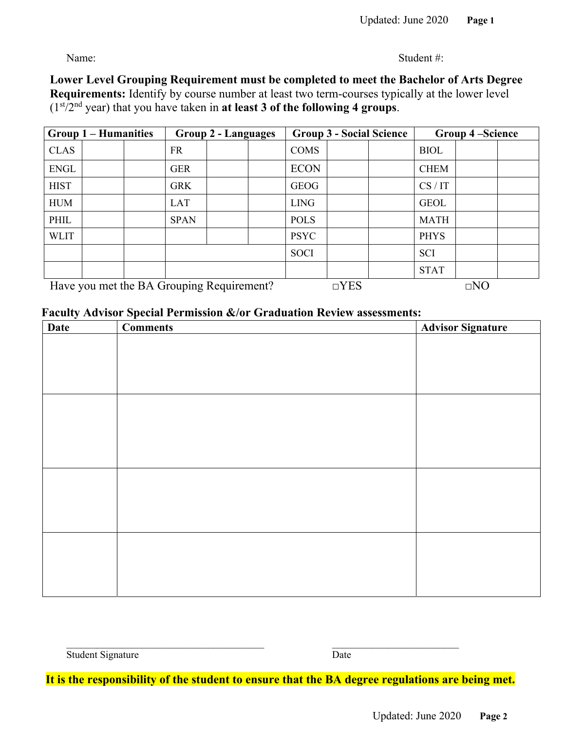Name: Student #:

**Lower Level Grouping Requirement must be completed to meet the Bachelor of Arts Degree Requirements:** Identify by course number at least two term-courses typically at the lower level (1st/2nd year) that you have taken in **at least 3 of the following 4 groups**.

| **Group 1 – Humanities** | | | **Group 2 - Languages** | | | **Group 3 - Social Science** | | | **Group 4 –Science** | | |
|---|---|---|---|---|---|---|---|---|---|---|---|
| CLAS | | | FR | | | COMS | | | BIOL | | |
| ENGL | | | GER | | | ECON | | | CHEM | | |
| HIST | | | GRK | | | GEOG | | | CS / IT | | |
| HUM | | | LAT | | | LING | | | GEOL | | |
| PHIL | | | SPAN | | | POLS | | | MATH | | |
| WLIT | | | | | | PSYC | | | PHYS | | |
| | | | | | | SOCI | | | SCI | | |
| | | | | | | | | | STAT | | |

Have you met the BA Grouping Requirement? □YES □NO

**Faculty Advisor Special Permission &/or Graduation Review assessments:**

| **Date** | **Comments** | **Advisor Signature** |
|---|---|---|
| | | |
| | | |
| | | |
| | | |

_______________________________________ Student Signature

_________________________ Date

**It is the responsibility of the student to ensure that the BA degree regulations are being met.**